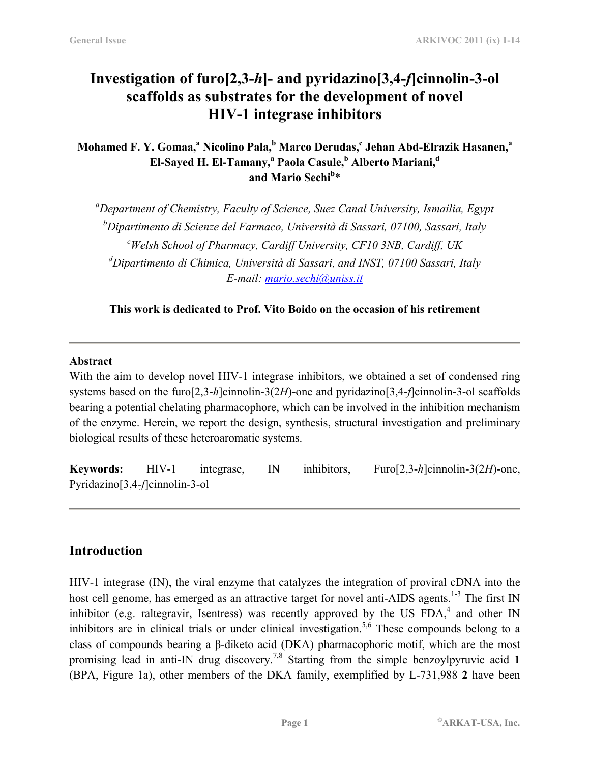# Investigation of furo[2,3-*h*]- and pyridazino[3,4-*f*]cinnolin-3-ol scaffolds as substrates for the development of novel HIV-1 integrase inhibitors

**Mohamed F. Y. Gomaa,[a] Nicolino Pala,[b] Marco Derudas,[c] Jehan Abd-Elrazik Hasanen,[a] El-Sayed H. El-Tamany,[a] Paola Casule,[b] Alberto Mariani,[d] and Mario Sechi[b]\***

[a]*Department of Chemistry, Faculty of Science, Suez Canal University, Ismailia, Egypt*
[b]*Dipartimento di Scienze del Farmaco, Università di Sassari, 07100, Sassari, Italy*
[c]*Welsh School of Pharmacy, Cardiff University, CF10 3NB, Cardiff, UK*
[d]*Dipartimento di Chimica, Università di Sassari, and INST, 07100 Sassari, Italy*
*E-mail: mario.sechi@uniss.it*

**This work is dedicated to Prof. Vito Boido on the occasion of his retirement**

---

**Abstract**

With the aim to develop novel HIV-1 integrase inhibitors, we obtained a set of condensed ring systems based on the furo[2,3-*h*]cinnolin-3(2*H*)-one and pyridazino[3,4-*f*]cinnolin-3-ol scaffolds bearing a potential chelating pharmacophore, which can be involved in the inhibition mechanism of the enzyme. Herein, we report the design, synthesis, structural investigation and preliminary biological results of these heteroaromatic systems.

**Keywords:** HIV-1 integrase, IN inhibitors, Furo[2,3-*h*]cinnolin-3(2*H*)-one, Pyridazino[3,4-*f*]cinnolin-3-ol

---

## Introduction

HIV-1 integrase (IN), the viral enzyme that catalyzes the integration of proviral cDNA into the host cell genome, has emerged as an attractive target for novel anti-AIDS agents.[1-3] The first IN inhibitor (e.g. raltegravir, Isentress) was recently approved by the US FDA,[4] and other IN inhibitors are in clinical trials or under clinical investigation.[5,6] These compounds belong to a class of compounds bearing a β-diketo acid (DKA) pharmacophoric motif, which are the most promising lead in anti-IN drug discovery.[7,8] Starting from the simple benzoylpyruvic acid **1** (BPA, Figure 1a), other members of the DKA family, exemplified by L-731,988 **2** have been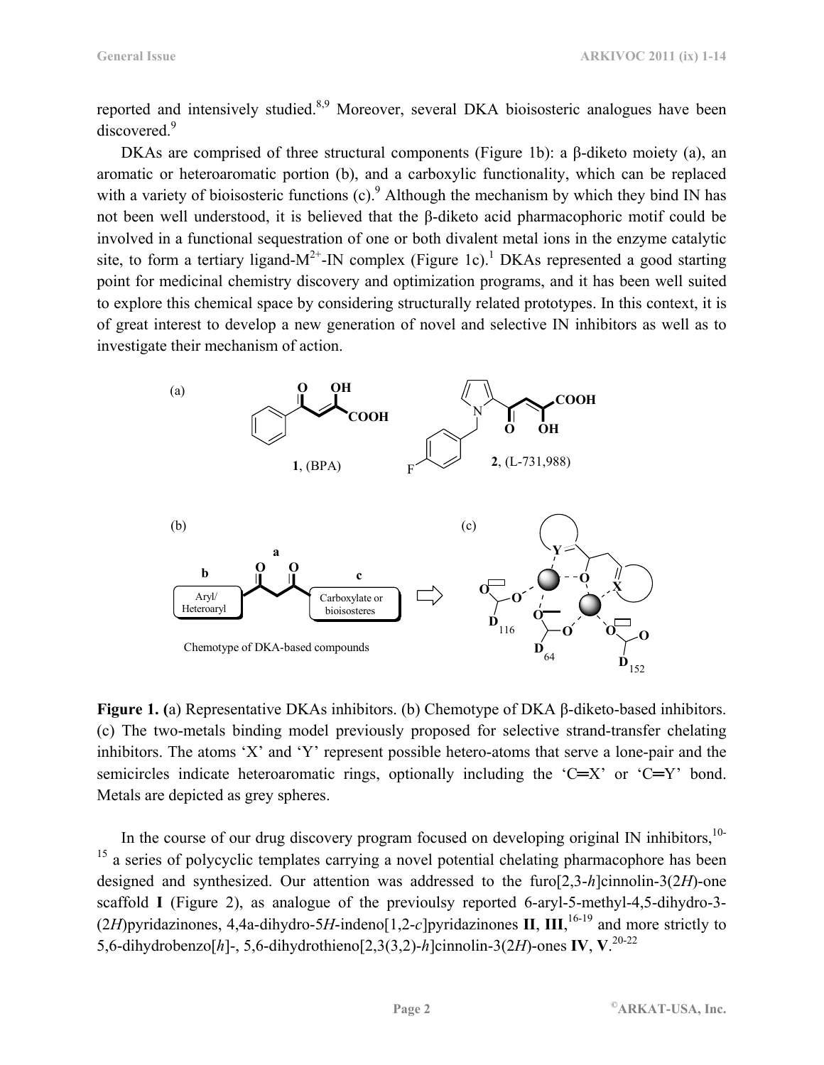reported and intensively studied.[8,9] Moreover, several DKA bioisosteric analogues have been discovered.[9]

DKAs are comprised of three structural components (Figure 1b): a β-diketo moiety (a), an aromatic or heteroaromatic portion (b), and a carboxylic functionality, which can be replaced with a variety of bioisosteric functions (c).[9] Although the mechanism by which they bind IN has not been well understood, it is believed that the β-diketo acid pharmacophoric motif could be involved in a functional sequestration of one or both divalent metal ions in the enzyme catalytic site, to form a tertiary ligand-$M^{2+}$-IN complex (Figure 1c).[1] DKAs represented a good starting point for medicinal chemistry discovery and optimization programs, and it has been well suited to explore this chemical space by considering structurally related prototypes. In this context, it is of great interest to develop a new generation of novel and selective IN inhibitors as well as to investigate their mechanism of action.

(a)

**1**, (BPA)

**2**, (L-731,988)

(b)

Aryl/ Heteroaryl

Carboxylate or bioisosteres

Chemotype of DKA-based compounds

(c)

$D_{116}$ $D_{64}$ $D_{152}$

**Figure 1. (**a) Representative DKAs inhibitors. (b) Chemotype of DKA β-diketo-based inhibitors. (c) The two-metals binding model previously proposed for selective strand-transfer chelating inhibitors. The atoms 'X' and 'Y' represent possible hetero-atoms that serve a lone-pair and the semicircles indicate heteroaromatic rings, optionally including the 'C═X' or 'C═Y' bond. Metals are depicted as grey spheres.

In the course of our drug discovery program focused on developing original IN inhibitors,[10-15] a series of polycyclic templates carrying a novel potential chelating pharmacophore has been designed and synthesized. Our attention was addressed to the furo[2,3-*h*]cinnolin-3(2*H*)-one scaffold **I** (Figure 2), as analogue of the previoulsy reported 6-aryl-5-methyl-4,5-dihydro-3-(2*H*)pyridazinones, 4,4a-dihydro-5*H*-indeno[1,2-*c*]pyridazinones **II**, **III**,[16-19] and more strictly to 5,6-dihydrobenzo[*h*]-, 5,6-dihydrothieno[2,3(3,2)-*h*]cinnolin-3(2*H*)-ones **IV**, **V**.[20-22]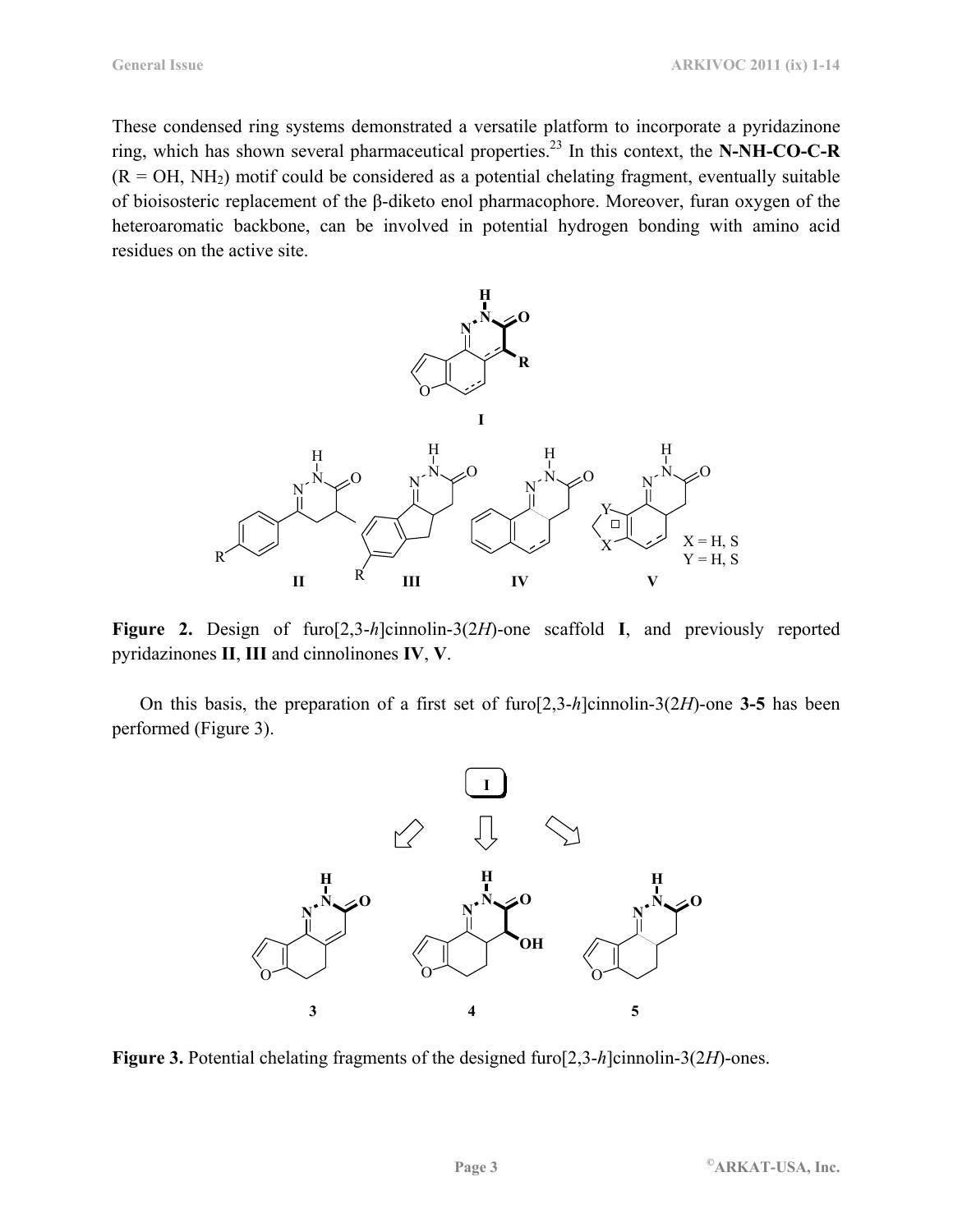These condensed ring systems demonstrated a versatile platform to incorporate a pyridazinone ring, which has shown several pharmaceutical properties.[23] In this context, the **N-NH-CO-C-R** (R = OH, $NH_2$) motif could be considered as a potential chelating fragment, eventually suitable of bioisosteric replacement of the β-diketo enol pharmacophore. Moreover, furan oxygen of the heteroaromatic backbone, can be involved in potential hydrogen bonding with amino acid residues on the active site.

I

II

III

IV

V

X = H, S

Y = H, S

**Figure 2.** Design of furo[2,3-*h*]cinnolin-3(2*H*)-one scaffold **I**, and previously reported pyridazinones **II**, **III** and cinnolinones **IV**, **V**.

On this basis, the preparation of a first set of furo[2,3-*h*]cinnolin-3(2*H*)-one **3-5** has been performed (Figure 3).

I

3

4

5

**Figure 3.** Potential chelating fragments of the designed furo[2,3-*h*]cinnolin-3(2*H*)-ones.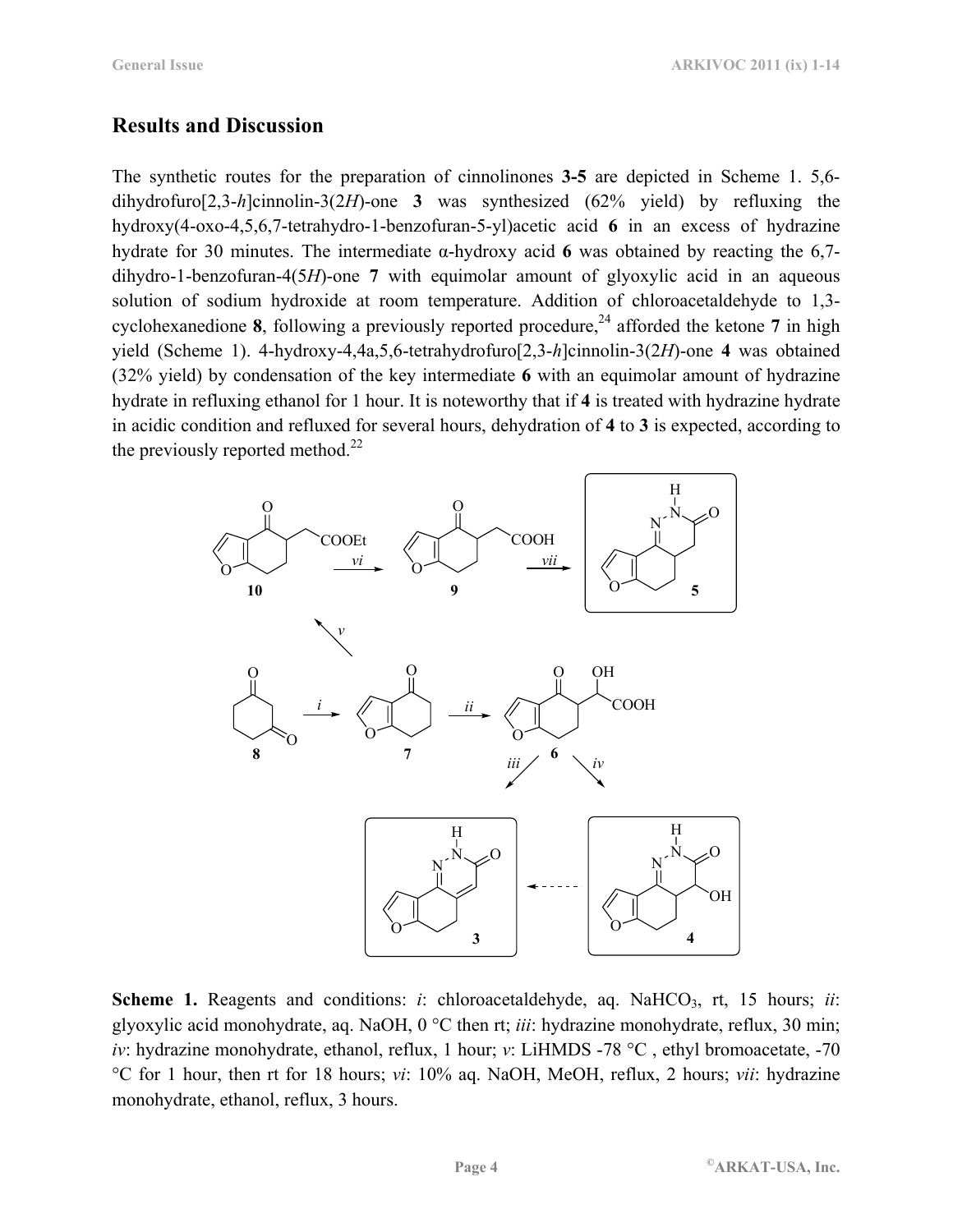## Results and Discussion

The synthetic routes for the preparation of cinnolinones **3-5** are depicted in Scheme 1. 5,6-dihydrofuro[2,3-*h*]cinnolin-3(2*H*)-one **3** was synthesized (62% yield) by refluxing the hydroxy(4-oxo-4,5,6,7-tetrahydro-1-benzofuran-5-yl)acetic acid **6** in an excess of hydrazine hydrate for 30 minutes. The intermediate α-hydroxy acid **6** was obtained by reacting the 6,7-dihydro-1-benzofuran-4(5*H*)-one **7** with equimolar amount of glyoxylic acid in an aqueous solution of sodium hydroxide at room temperature. Addition of chloroacetaldehyde to 1,3-cyclohexanedione **8**, following a previously reported procedure,[24] afforded the ketone **7** in high yield (Scheme 1). 4-hydroxy-4,4a,5,6-tetrahydrofuro[2,3-*h*]cinnolin-3(2*H*)-one **4** was obtained (32% yield) by condensation of the key intermediate **6** with an equimolar amount of hydrazine hydrate in refluxing ethanol for 1 hour. It is noteworthy that if **4** is treated with hydrazine hydrate in acidic condition and refluxed for several hours, dehydration of **4** to **3** is expected, according to the previously reported method.[22]

**Scheme 1.** Reagents and conditions: *i*: chloroacetaldehyde, aq. $NaHCO_3$, rt, 15 hours; *ii*: glyoxylic acid monohydrate, aq. NaOH, 0 °C then rt; *iii*: hydrazine monohydrate, reflux, 30 min; *iv*: hydrazine monohydrate, ethanol, reflux, 1 hour; *v*: LiHMDS -78 °C , ethyl bromoacetate, -70 °C for 1 hour, then rt for 18 hours; *vi*: 10% aq. NaOH, MeOH, reflux, 2 hours; *vii*: hydrazine monohydrate, ethanol, reflux, 3 hours.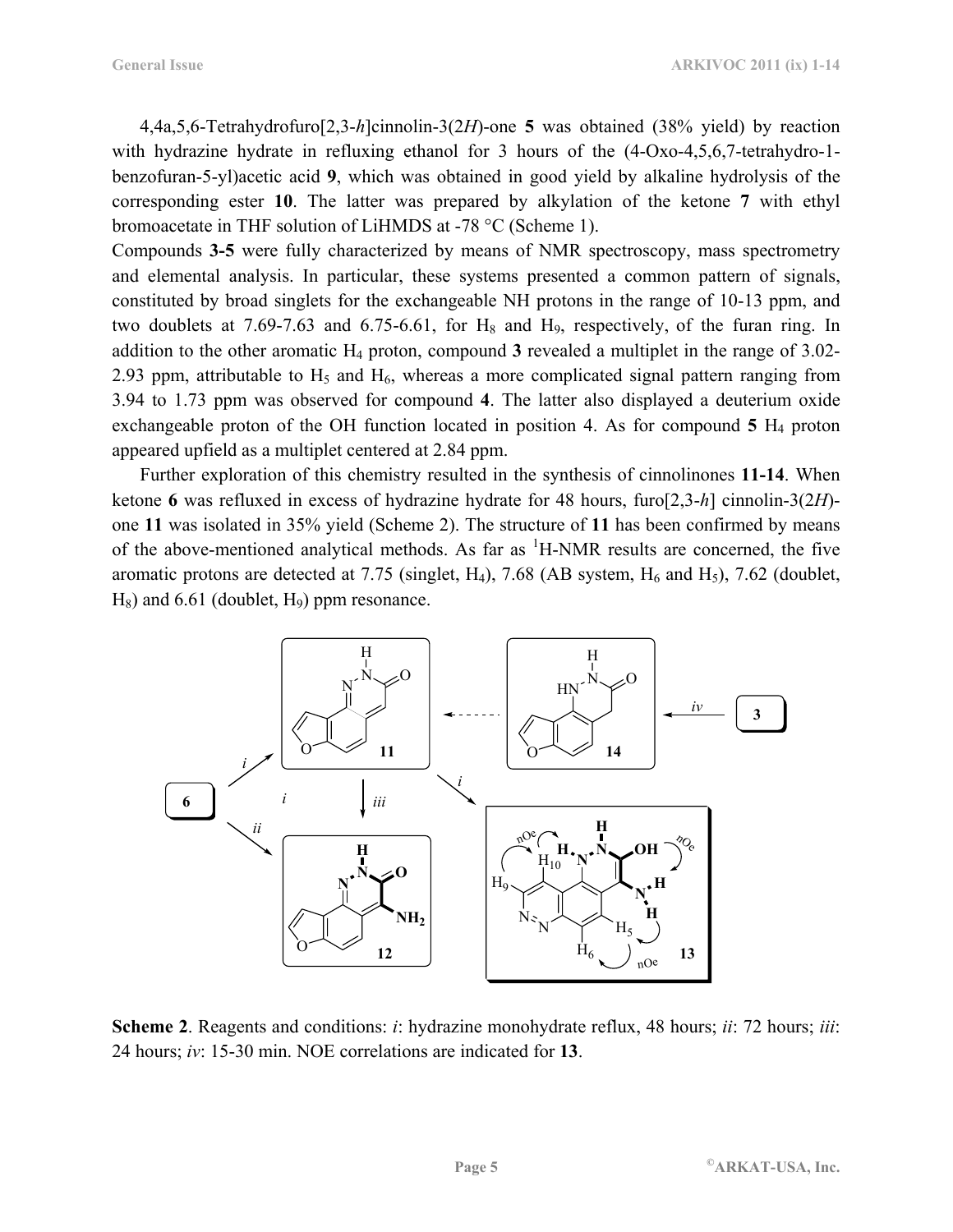4,4a,5,6-Tetrahydrofuro[2,3-*h*]cinnolin-3(2*H*)-one **5** was obtained (38% yield) by reaction with hydrazine hydrate in refluxing ethanol for 3 hours of the (4-Oxo-4,5,6,7-tetrahydro-1-benzofuran-5-yl)acetic acid **9**, which was obtained in good yield by alkaline hydrolysis of the corresponding ester **10**. The latter was prepared by alkylation of the ketone **7** with ethyl bromoacetate in THF solution of LiHMDS at -78 °C (Scheme 1).

Compounds **3-5** were fully characterized by means of NMR spectroscopy, mass spectrometry and elemental analysis. In particular, these systems presented a common pattern of signals, constituted by broad singlets for the exchangeable NH protons in the range of 10-13 ppm, and two doublets at 7.69-7.63 and 6.75-6.61, for $H_8$ and $H_9$, respectively, of the furan ring. In addition to the other aromatic $H_4$ proton, compound **3** revealed a multiplet in the range of 3.02-2.93 ppm, attributable to $H_5$ and $H_6$, whereas a more complicated signal pattern ranging from 3.94 to 1.73 ppm was observed for compound **4**. The latter also displayed a deuterium oxide exchangeable proton of the OH function located in position 4. As for compound **5** $H_4$ proton appeared upfield as a multiplet centered at 2.84 ppm.

Further exploration of this chemistry resulted in the synthesis of cinnolinones **11-14**. When ketone **6** was refluxed in excess of hydrazine hydrate for 48 hours, furo[2,3-*h*] cinnolin-3(2*H*)-one **11** was isolated in 35% yield (Scheme 2). The structure of **11** has been confirmed by means of the above-mentioned analytical methods. As far as $^1$H-NMR results are concerned, the five aromatic protons are detected at 7.75 (singlet, $H_4$), 7.68 (AB system, $H_6$ and $H_5$), 7.62 (doublet, $H_8$) and 6.61 (doublet, $H_9$) ppm resonance.

**Scheme 2**. Reagents and conditions: *i*: hydrazine monohydrate reflux, 48 hours; *ii*: 72 hours; *iii*: 24 hours; *iv*: 15-30 min. NOE correlations are indicated for **13**.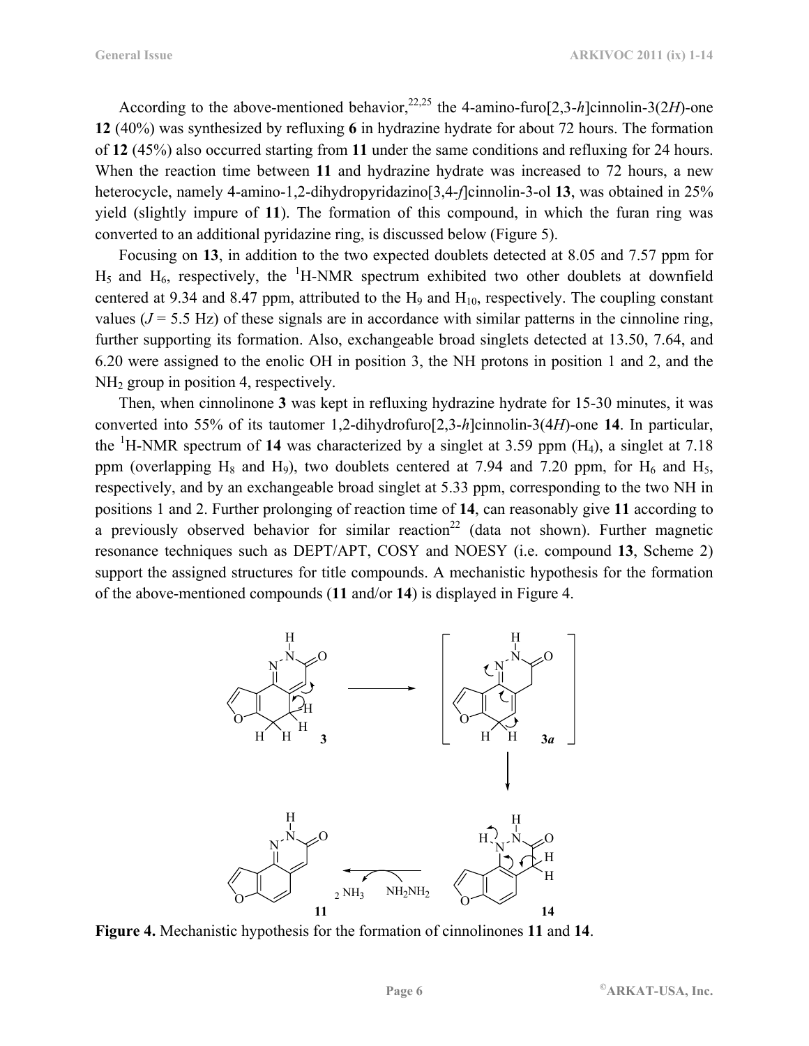According to the above-mentioned behavior,[22,25] the 4-amino-furo[2,3-*h*]cinnolin-3(2*H*)-one **12** (40%) was synthesized by refluxing **6** in hydrazine hydrate for about 72 hours. The formation of **12** (45%) also occurred starting from **11** under the same conditions and refluxing for 24 hours. When the reaction time between **11** and hydrazine hydrate was increased to 72 hours, a new heterocycle, namely 4-amino-1,2-dihydropyridazino[3,4-*f*]cinnolin-3-ol **13**, was obtained in 25% yield (slightly impure of **11**). The formation of this compound, in which the furan ring was converted to an additional pyridazine ring, is discussed below (Figure 5).

Focusing on **13**, in addition to the two expected doublets detected at 8.05 and 7.57 ppm for $H_5$ and $H_6$, respectively, the $^1$H-NMR spectrum exhibited two other doublets at downfield centered at 9.34 and 8.47 ppm, attributed to the $H_9$ and $H_{10}$, respectively. The coupling constant values ($J$ = 5.5 Hz) of these signals are in accordance with similar patterns in the cinnoline ring, further supporting its formation. Also, exchangeable broad singlets detected at 13.50, 7.64, and 6.20 were assigned to the enolic OH in position 3, the NH protons in position 1 and 2, and the $NH_2$ group in position 4, respectively.

Then, when cinnolinone **3** was kept in refluxing hydrazine hydrate for 15-30 minutes, it was converted into 55% of its tautomer 1,2-dihydrofuro[2,3-*h*]cinnolin-3(4*H*)-one **14**. In particular, the $^1$H-NMR spectrum of **14** was characterized by a singlet at 3.59 ppm ($H_4$), a singlet at 7.18 ppm (overlapping $H_8$ and $H_9$), two doublets centered at 7.94 and 7.20 ppm, for $H_6$ and $H_5$, respectively, and by an exchangeable broad singlet at 5.33 ppm, corresponding to the two NH in positions 1 and 2. Further prolonging of reaction time of **14**, can reasonably give **11** according to a previously observed behavior for similar reaction[22] (data not shown). Further magnetic resonance techniques such as DEPT/APT, COSY and NOESY (i.e. compound **13**, Scheme 2) support the assigned structures for title compounds. A mechanistic hypothesis for the formation of the above-mentioned compounds (**11** and/or **14**) is displayed in Figure 4.

3

3*a*

14

11

2 $NH_3$

$NH_2NH_2$

**Figure 4.** Mechanistic hypothesis for the formation of cinnolinones **11** and **14**.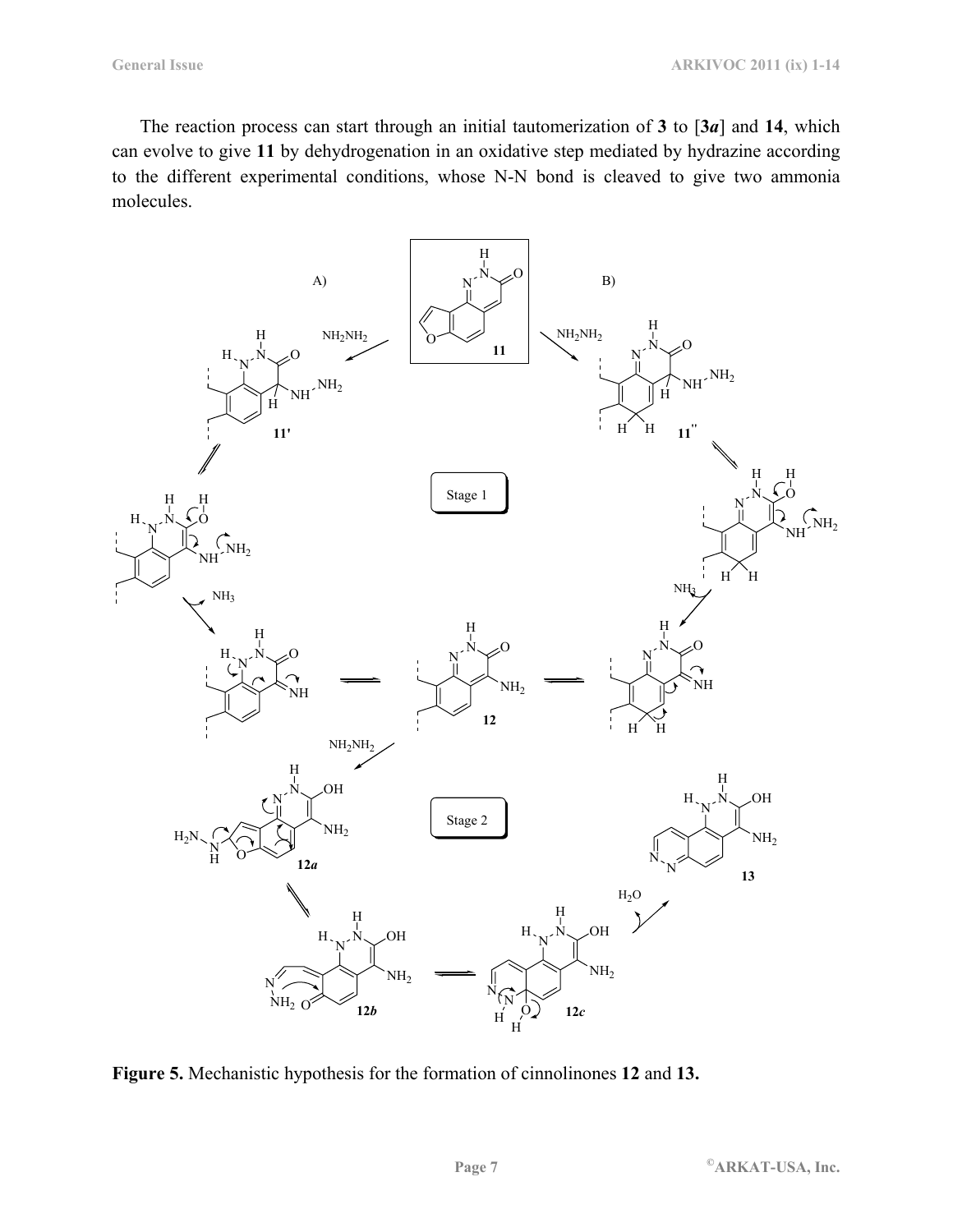The reaction process can start through an initial tautomerization of **3** to [**3*a***] and **14**, which can evolve to give **11** by dehydrogenation in an oxidative step mediated by hydrazine according to the different experimental conditions, whose N-N bond is cleaved to give two ammonia molecules.

**Figure 5.** Mechanistic hypothesis for the formation of cinnolinones **12** and **13.**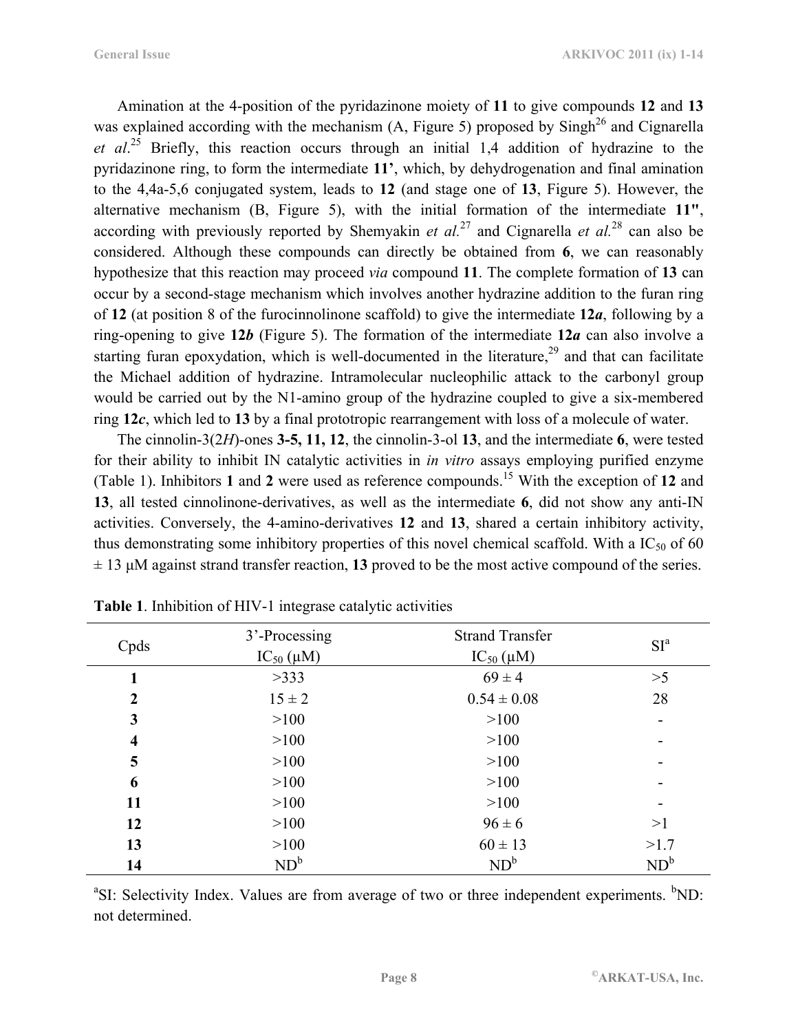Amination at the 4-position of the pyridazinone moiety of **11** to give compounds **12** and **13** was explained according with the mechanism (A, Figure 5) proposed by Singh[26] and Cignarella *et al*.[25] Briefly, this reaction occurs through an initial 1,4 addition of hydrazine to the pyridazinone ring, to form the intermediate **11'**, which, by dehydrogenation and final amination to the 4,4a-5,6 conjugated system, leads to **12** (and stage one of **13**, Figure 5). However, the alternative mechanism (B, Figure 5), with the initial formation of the intermediate **11"**, according with previously reported by Shemyakin *et al.*[27] and Cignarella *et al.*[28] can also be considered. Although these compounds can directly be obtained from **6**, we can reasonably hypothesize that this reaction may proceed *via* compound **11**. The complete formation of **13** can occur by a second-stage mechanism which involves another hydrazine addition to the furan ring of **12** (at position 8 of the furocinnolinone scaffold) to give the intermediate **12*a***, following by a ring-opening to give **12*b*** (Figure 5). The formation of the intermediate **12*a*** can also involve a starting furan epoxydation, which is well-documented in the literature,[29] and that can facilitate the Michael addition of hydrazine. Intramolecular nucleophilic attack to the carbonyl group would be carried out by the N1-amino group of the hydrazine coupled to give a six-membered ring **12*c***, which led to **13** by a final prototropic rearrangement with loss of a molecule of water.

The cinnolin-3(2*H*)-ones **3-5, 11, 12**, the cinnolin-3-ol **13**, and the intermediate **6**, were tested for their ability to inhibit IN catalytic activities in *in vitro* assays employing purified enzyme (Table 1). Inhibitors **1** and **2** were used as reference compounds.[15] With the exception of **12** and **13**, all tested cinnolinone-derivatives, as well as the intermediate **6**, did not show any anti-IN activities. Conversely, the 4-amino-derivatives **12** and **13**, shared a certain inhibitory activity, thus demonstrating some inhibitory properties of this novel chemical scaffold. With a $IC_{50}$ of 60 ± 13 μM against strand transfer reaction, **13** proved to be the most active compound of the series.

**Table 1**. Inhibition of HIV-1 integrase catalytic activities

| Cpds | 3'-Processing $IC_{50}$ (μM) | Strand Transfer $IC_{50}$ (μM) | SI[a] |
|---|---|---|---|
| **1** | >333 | 69 ± 4 | >5 |
| **2** | 15 ± 2 | 0.54 ± 0.08 | 28 |
| **3** | >100 | >100 | - |
| **4** | >100 | >100 | - |
| **5** | >100 | >100 | - |
| **6** | >100 | >100 | - |
| **11** | >100 | >100 | - |
| **12** | >100 | 96 ± 6 | >1 |
| **13** | >100 | 60 ± 13 | >1.7 |
| **14** | ND[b] | ND[b] | ND[b] |

[a]SI: Selectivity Index. Values are from average of two or three independent experiments. [b]ND: not determined.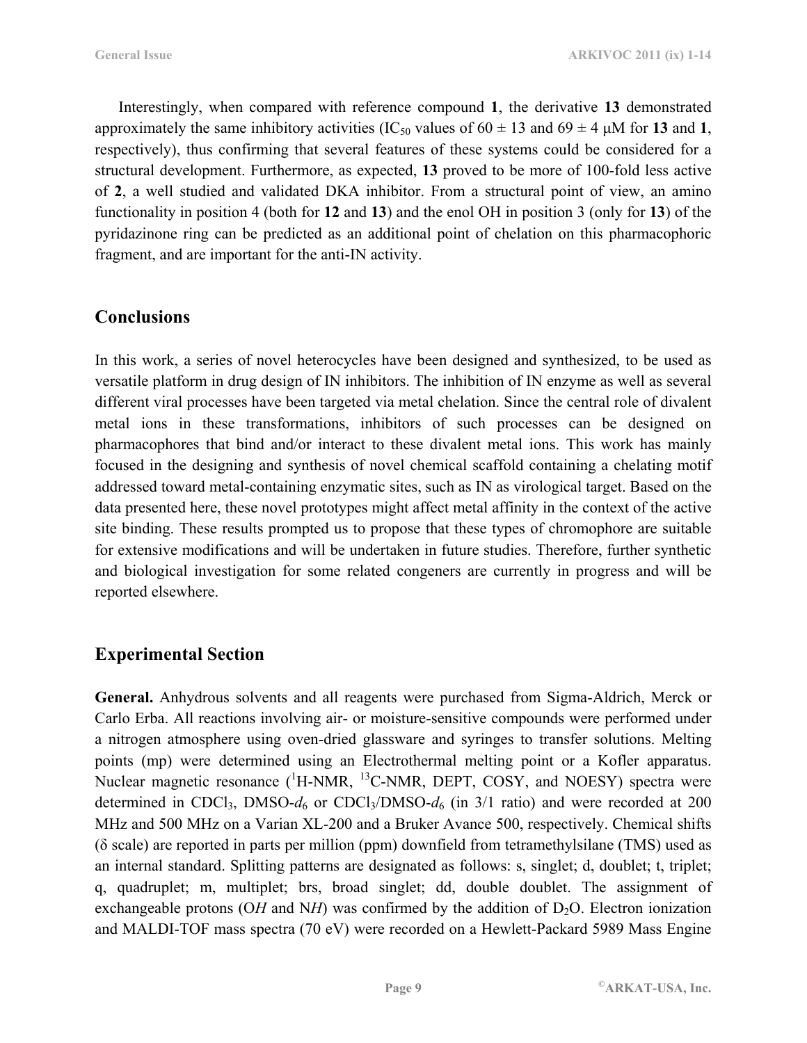Interestingly, when compared with reference compound **1**, the derivative **13** demonstrated approximately the same inhibitory activities ($IC_{50}$ values of 60 ± 13 and 69 ± 4 μM for **13** and **1**, respectively), thus confirming that several features of these systems could be considered for a structural development. Furthermore, as expected, **13** proved to be more of 100-fold less active of **2**, a well studied and validated DKA inhibitor. From a structural point of view, an amino functionality in position 4 (both for **12** and **13**) and the enol OH in position 3 (only for **13**) of the pyridazinone ring can be predicted as an additional point of chelation on this pharmacophoric fragment, and are important for the anti-IN activity.

## Conclusions

In this work, a series of novel heterocycles have been designed and synthesized, to be used as versatile platform in drug design of IN inhibitors. The inhibition of IN enzyme as well as several different viral processes have been targeted via metal chelation. Since the central role of divalent metal ions in these transformations, inhibitors of such processes can be designed on pharmacophores that bind and/or interact to these divalent metal ions. This work has mainly focused in the designing and synthesis of novel chemical scaffold containing a chelating motif addressed toward metal-containing enzymatic sites, such as IN as virological target. Based on the data presented here, these novel prototypes might affect metal affinity in the context of the active site binding. These results prompted us to propose that these types of chromophore are suitable for extensive modifications and will be undertaken in future studies. Therefore, further synthetic and biological investigation for some related congeners are currently in progress and will be reported elsewhere.

## Experimental Section

**General.** Anhydrous solvents and all reagents were purchased from Sigma-Aldrich, Merck or Carlo Erba. All reactions involving air- or moisture-sensitive compounds were performed under a nitrogen atmosphere using oven-dried glassware and syringes to transfer solutions. Melting points (mp) were determined using an Electrothermal melting point or a Kofler apparatus. Nuclear magnetic resonance ($^{1}$H-NMR, $^{13}$C-NMR, DEPT, COSY, and NOESY) spectra were determined in $CDCl_3$, DMSO-$d_6$ or $CDCl_3$/DMSO-$d_6$ (in 3/1 ratio) and were recorded at 200 MHz and 500 MHz on a Varian XL-200 and a Bruker Avance 500, respectively. Chemical shifts (δ scale) are reported in parts per million (ppm) downfield from tetramethylsilane (TMS) used as an internal standard. Splitting patterns are designated as follows: s, singlet; d, doublet; t, triplet; q, quadruplet; m, multiplet; brs, broad singlet; dd, double doublet. The assignment of exchangeable protons (O*H* and N*H*) was confirmed by the addition of $D_2O$. Electron ionization and MALDI-TOF mass spectra (70 eV) were recorded on a Hewlett-Packard 5989 Mass Engine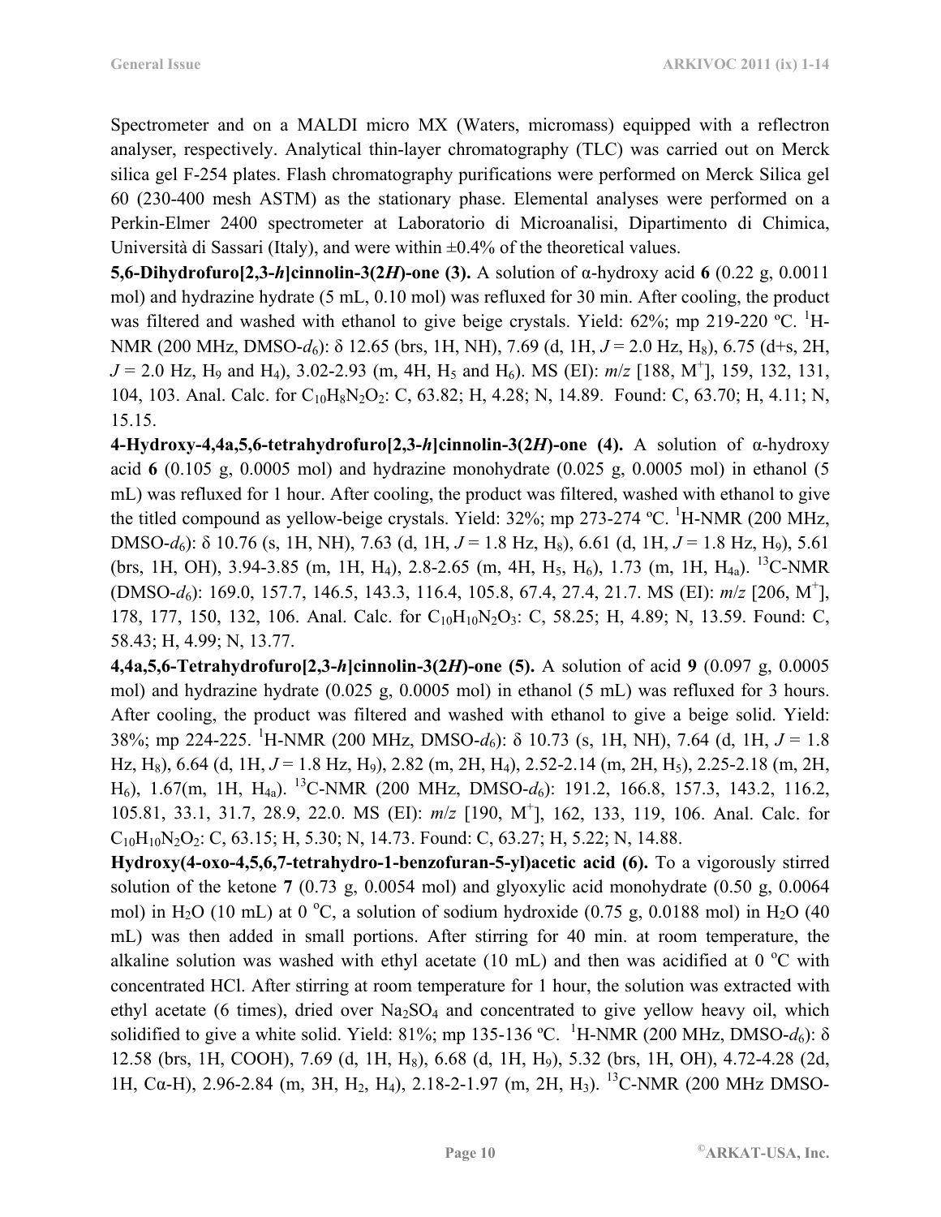Spectrometer and on a MALDI micro MX (Waters, micromass) equipped with a reflectron analyser, respectively. Analytical thin-layer chromatography (TLC) was carried out on Merck silica gel F-254 plates. Flash chromatography purifications were performed on Merck Silica gel 60 (230-400 mesh ASTM) as the stationary phase. Elemental analyses were performed on a Perkin-Elmer 2400 spectrometer at Laboratorio di Microanalisi, Dipartimento di Chimica, Università di Sassari (Italy), and were within ±0.4% of the theoretical values.

**5,6-Dihydrofuro[2,3-*h*]cinnolin-3(2*H*)-one (3).** A solution of α-hydroxy acid **6** (0.22 g, 0.0011 mol) and hydrazine hydrate (5 mL, 0.10 mol) was refluxed for 30 min. After cooling, the product was filtered and washed with ethanol to give beige crystals. Yield: 62%; mp 219-220 ºC. $^{1}$H-NMR (200 MHz, DMSO-$d_6$): δ 12.65 (brs, 1H, NH), 7.69 (d, 1H, $J$ = 2.0 Hz, $H_8$), 6.75 (d+s, 2H, $J$ = 2.0 Hz, $H_9$ and $H_4$), 3.02-2.93 (m, 4H, $H_5$ and $H_6$). MS (EI): $m/z$ [188, $M^+$], 159, 132, 131, 104, 103. Anal. Calc. for $C_{10}H_8N_2O_2$: C, 63.82; H, 4.28; N, 14.89. Found: C, 63.70; H, 4.11; N, 15.15.

**4-Hydroxy-4,4a,5,6-tetrahydrofuro[2,3-*h*]cinnolin-3(2*H*)-one (4).** A solution of α-hydroxy acid **6** (0.105 g, 0.0005 mol) and hydrazine monohydrate (0.025 g, 0.0005 mol) in ethanol (5 mL) was refluxed for 1 hour. After cooling, the product was filtered, washed with ethanol to give the titled compound as yellow-beige crystals. Yield: 32%; mp 273-274 ºC. $^{1}$H-NMR (200 MHz, DMSO-$d_6$): δ 10.76 (s, 1H, NH), 7.63 (d, 1H, $J$ = 1.8 Hz, $H_8$), 6.61 (d, 1H, $J$ = 1.8 Hz, $H_9$), 5.61 (brs, 1H, OH), 3.94-3.85 (m, 1H, $H_4$), 2.8-2.65 (m, 4H, $H_5$, $H_6$), 1.73 (m, 1H, $H_{4a}$). $^{13}$C-NMR (DMSO-$d_6$): 169.0, 157.7, 146.5, 143.3, 116.4, 105.8, 67.4, 27.4, 21.7. MS (EI): $m/z$ [206, $M^+$], 178, 177, 150, 132, 106. Anal. Calc. for $C_{10}H_{10}N_2O_3$: C, 58.25; H, 4.89; N, 13.59. Found: C, 58.43; H, 4.99; N, 13.77.

**4,4a,5,6-Tetrahydrofuro[2,3-*h*]cinnolin-3(2*H*)-one (5).** A solution of acid **9** (0.097 g, 0.0005 mol) and hydrazine hydrate (0.025 g, 0.0005 mol) in ethanol (5 mL) was refluxed for 3 hours. After cooling, the product was filtered and washed with ethanol to give a beige solid. Yield: 38%; mp 224-225. $^{1}$H-NMR (200 MHz, DMSO-$d_6$): δ 10.73 (s, 1H, NH), 7.64 (d, 1H, $J$ = 1.8 Hz, $H_8$), 6.64 (d, 1H, $J$ = 1.8 Hz, $H_9$), 2.82 (m, 2H, $H_4$), 2.52-2.14 (m, 2H, $H_5$), 2.25-2.18 (m, 2H, $H_6$), 1.67(m, 1H, $H_{4a}$). $^{13}$C-NMR (200 MHz, DMSO-$d_6$): 191.2, 166.8, 157.3, 143.2, 116.2, 105.81, 33.1, 31.7, 28.9, 22.0. MS (EI): $m/z$ [190, $M^+$], 162, 133, 119, 106. Anal. Calc. for $C_{10}H_{10}N_2O_2$: C, 63.15; H, 5.30; N, 14.73. Found: C, 63.27; H, 5.22; N, 14.88.

**Hydroxy(4-oxo-4,5,6,7-tetrahydro-1-benzofuran-5-yl)acetic acid (6).** To a vigorously stirred solution of the ketone **7** (0.73 g, 0.0054 mol) and glyoxylic acid monohydrate (0.50 g, 0.0064 mol) in $H_2O$ (10 mL) at 0 °C, a solution of sodium hydroxide (0.75 g, 0.0188 mol) in $H_2O$ (40 mL) was then added in small portions. After stirring for 40 min. at room temperature, the alkaline solution was washed with ethyl acetate (10 mL) and then was acidified at 0 °C with concentrated HCl. After stirring at room temperature for 1 hour, the solution was extracted with ethyl acetate (6 times), dried over $Na_2SO_4$ and concentrated to give yellow heavy oil, which solidified to give a white solid. Yield: 81%; mp 135-136 ºC. $^{1}$H-NMR (200 MHz, DMSO-$d_6$): δ 12.58 (brs, 1H, COOH), 7.69 (d, 1H, $H_8$), 6.68 (d, 1H, $H_9$), 5.32 (brs, 1H, OH), 4.72-4.28 (2d, 1H, Cα-H), 2.96-2.84 (m, 3H, $H_2$, $H_4$), 2.18-2-1.97 (m, 2H, $H_3$). $^{13}$C-NMR (200 MHz DMSO-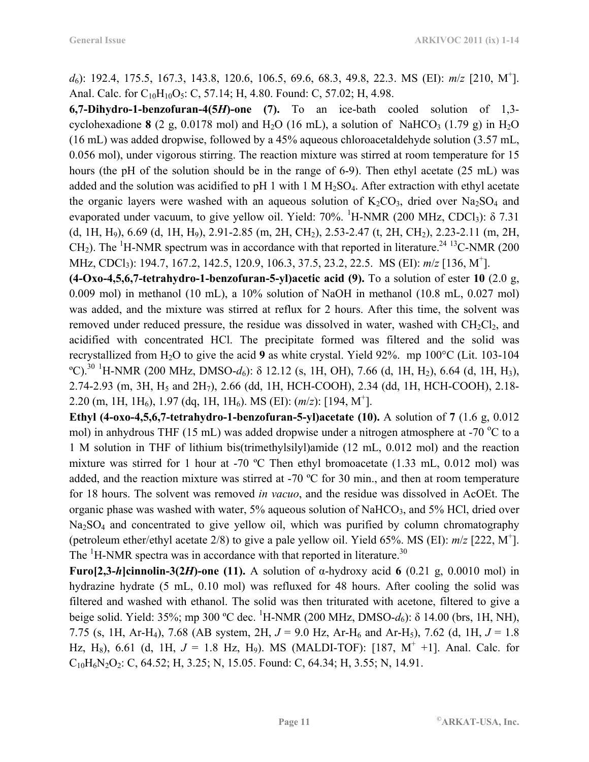$d_6$): 192.4, 175.5, 167.3, 143.8, 120.6, 106.5, 69.6, 68.3, 49.8, 22.3. MS (EI): *m*/*z* [210, $M^+$]. Anal. Calc. for $C_{10}H_{10}O_5$: C, 57.14; H, 4.80. Found: C, 57.02; H, 4.98.

**6,7-Dihydro-1-benzofuran-4(5*H*)-one (7).** To an ice-bath cooled solution of 1,3-cyclohexadione **8** (2 g, 0.0178 mol) and $H_2O$ (16 mL), a solution of $NaHCO_3$ (1.79 g) in $H_2O$ (16 mL) was added dropwise, followed by a 45% aqueous chloroacetaldehyde solution (3.57 mL, 0.056 mol), under vigorous stirring. The reaction mixture was stirred at room temperature for 15 hours (the pH of the solution should be in the range of 6-9). Then ethyl acetate (25 mL) was added and the solution was acidified to pH 1 with 1 M $H_2SO_4$. After extraction with ethyl acetate the organic layers were washed with an aqueous solution of $K_2CO_3$, dried over $Na_2SO_4$ and evaporated under vacuum, to give yellow oil. Yield: 70%. $^1$H-NMR (200 MHz, $CDCl_3$): δ 7.31 (d, 1H, $H_9$), 6.69 (d, 1H, $H_9$), 2.91-2.85 (m, 2H, $CH_2$), 2.53-2.47 (t, 2H, $CH_2$), 2.23-2.11 (m, 2H, $CH_2$). The $^1$H-NMR spectrum was in accordance with that reported in literature.[24] $^{13}$C-NMR (200 MHz, $CDCl_3$): 194.7, 167.2, 142.5, 120.9, 106.3, 37.5, 23.2, 22.5. MS (EI): *m*/*z* [136, $M^+$].

**(4-Oxo-4,5,6,7-tetrahydro-1-benzofuran-5-yl)acetic acid (9).** To a solution of ester **10** (2.0 g, 0.009 mol) in methanol (10 mL), a 10% solution of NaOH in methanol (10.8 mL, 0.027 mol) was added, and the mixture was stirred at reflux for 2 hours. After this time, the solvent was removed under reduced pressure, the residue was dissolved in water, washed with $CH_2Cl_2$, and acidified with concentrated HCl. The precipitate formed was filtered and the solid was recrystallized from $H_2O$ to give the acid **9** as white crystal. Yield 92%. mp 100°C (Lit. 103-104 ºC).[30] $^1$H-NMR (200 MHz, DMSO-$d_6$): δ 12.12 (s, 1H, OH), 7.66 (d, 1H, $H_2$), 6.64 (d, 1H, $H_3$), 2.74-2.93 (m, 3H, $H_5$ and $2H_7$), 2.66 (dd, 1H, HCH-COOH), 2.34 (dd, 1H, HCH-COOH), 2.18-2.20 (m, 1H, $1H_6$), 1.97 (dq, 1H, $1H_6$). MS (EI): (*m*/*z*): [194, $M^+$].

**Ethyl (4-oxo-4,5,6,7-tetrahydro-1-benzofuran-5-yl)acetate (10).** A solution of **7** (1.6 g, 0.012 mol) in anhydrous THF (15 mL) was added dropwise under a nitrogen atmosphere at -70 $^o$C to a 1 M solution in THF of lithium bis(trimethylsilyl)amide (12 mL, 0.012 mol) and the reaction mixture was stirred for 1 hour at -70 ºC Then ethyl bromoacetate (1.33 mL, 0.012 mol) was added, and the reaction mixture was stirred at -70 ºC for 30 min., and then at room temperature for 18 hours. The solvent was removed *in vacuo*, and the residue was dissolved in AcOEt. The organic phase was washed with water, 5% aqueous solution of $NaHCO_3$, and 5% HCl, dried over $Na_2SO_4$ and concentrated to give yellow oil, which was purified by column chromatography (petroleum ether/ethyl acetate 2/8) to give a pale yellow oil. Yield 65%. MS (EI): *m*/*z* [222, $M^+$]. The $^1$H-NMR spectra was in accordance with that reported in literature.[30]

**Furo[2,3-*h*]cinnolin-3(2*H*)-one (11).** A solution of α-hydroxy acid **6** (0.21 g, 0.0010 mol) in hydrazine hydrate (5 mL, 0.10 mol) was refluxed for 48 hours. After cooling the solid was filtered and washed with ethanol. The solid was then triturated with acetone, filtered to give a beige solid. Yield: 35%; mp 300 ºC dec. $^1$H-NMR (200 MHz, DMSO-$d_6$): δ 14.00 (brs, 1H, NH), 7.75 (s, 1H, Ar-$H_4$), 7.68 (AB system, 2H, $J$ = 9.0 Hz, Ar-$H_6$ and Ar-$H_5$), 7.62 (d, 1H, $J$ = 1.8 Hz, $H_8$), 6.61 (d, 1H, $J$ = 1.8 Hz, $H_9$). MS (MALDI-TOF): [187, $M^+$ +1]. Anal. Calc. for $C_{10}H_6N_2O_2$: C, 64.52; H, 3.25; N, 15.05. Found: C, 64.34; H, 3.55; N, 14.91.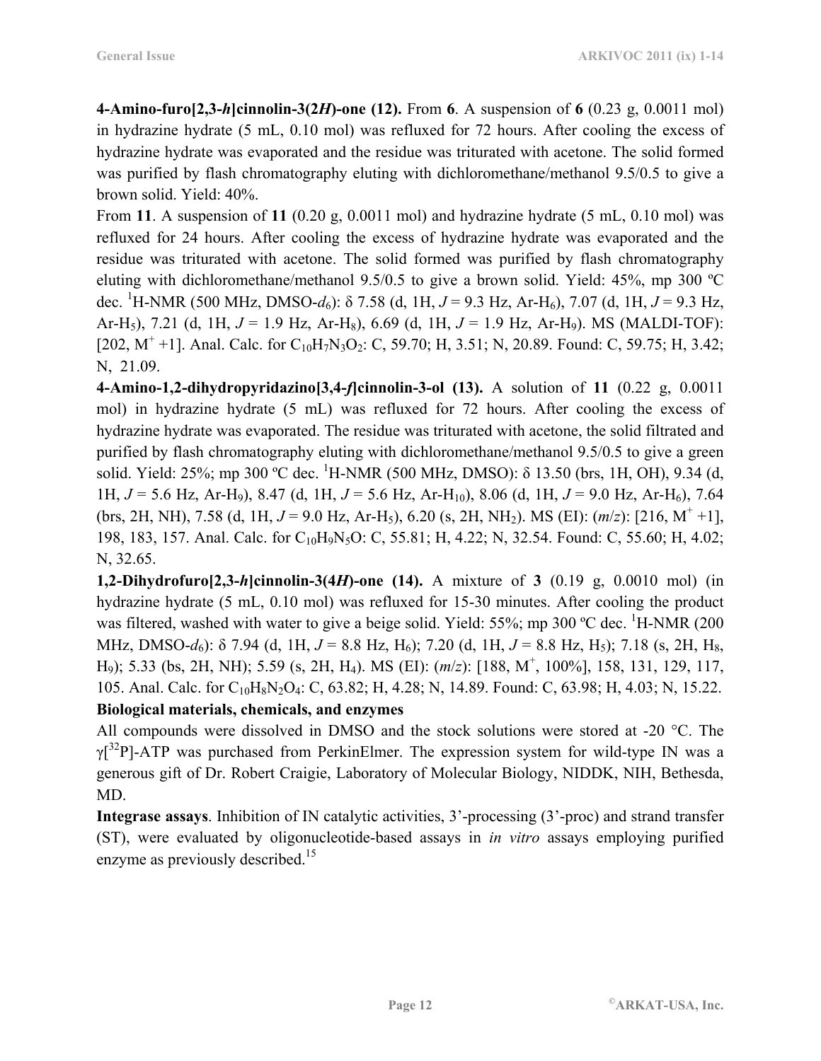**4-Amino-furo[2,3-*h*]cinnolin-3(2*H*)-one (12).** From **6**. A suspension of **6** (0.23 g, 0.0011 mol) in hydrazine hydrate (5 mL, 0.10 mol) was refluxed for 72 hours. After cooling the excess of hydrazine hydrate was evaporated and the residue was triturated with acetone. The solid formed was purified by flash chromatography eluting with dichloromethane/methanol 9.5/0.5 to give a brown solid. Yield: 40%.

From **11**. A suspension of **11** (0.20 g, 0.0011 mol) and hydrazine hydrate (5 mL, 0.10 mol) was refluxed for 24 hours. After cooling the excess of hydrazine hydrate was evaporated and the residue was triturated with acetone. The solid formed was purified by flash chromatography eluting with dichloromethane/methanol 9.5/0.5 to give a brown solid. Yield: 45%, mp 300 ºC dec. $^1$H-NMR (500 MHz, DMSO-$d_6$): δ 7.58 (d, 1H, *J* = 9.3 Hz, Ar-H$_6$), 7.07 (d, 1H, *J* = 9.3 Hz, Ar-H$_5$), 7.21 (d, 1H, *J* = 1.9 Hz, Ar-H$_8$), 6.69 (d, 1H, *J* = 1.9 Hz, Ar-H$_9$). MS (MALDI-TOF): [202, M$^+$ +1]. Anal. Calc. for $C_{10}H_7N_3O_2$: C, 59.70; H, 3.51; N, 20.89. Found: C, 59.75; H, 3.42; N, 21.09.

**4-Amino-1,2-dihydropyridazino[3,4-*f*]cinnolin-3-ol (13).** A solution of **11** (0.22 g, 0.0011 mol) in hydrazine hydrate (5 mL) was refluxed for 72 hours. After cooling the excess of hydrazine hydrate was evaporated. The residue was triturated with acetone, the solid filtrated and purified by flash chromatography eluting with dichloromethane/methanol 9.5/0.5 to give a green solid. Yield: 25%; mp 300 ºC dec. $^1$H-NMR (500 MHz, DMSO): δ 13.50 (brs, 1H, OH), 9.34 (d, 1H, *J* = 5.6 Hz, Ar-H$_9$), 8.47 (d, 1H, *J* = 5.6 Hz, Ar-H$_{10}$), 8.06 (d, 1H, *J* = 9.0 Hz, Ar-H$_6$), 7.64 (brs, 2H, NH), 7.58 (d, 1H, *J* = 9.0 Hz, Ar-H$_5$), 6.20 (s, 2H, NH$_2$). MS (EI): (*m*/*z*): [216, M$^+$ +1], 198, 183, 157. Anal. Calc. for $C_{10}H_9N_5O$: C, 55.81; H, 4.22; N, 32.54. Found: C, 55.60; H, 4.02; N, 32.65.

**1,2-Dihydrofuro[2,3-*h*]cinnolin-3(4*H*)-one (14).** A mixture of **3** (0.19 g, 0.0010 mol) (in hydrazine hydrate (5 mL, 0.10 mol) was refluxed for 15-30 minutes. After cooling the product was filtered, washed with water to give a beige solid. Yield: 55%; mp 300 ºC dec. $^1$H-NMR (200 MHz, DMSO-$d_6$): δ 7.94 (d, 1H, *J* = 8.8 Hz, H$_6$); 7.20 (d, 1H, *J* = 8.8 Hz, H$_5$); 7.18 (s, 2H, H$_8$, H$_9$); 5.33 (bs, 2H, NH); 5.59 (s, 2H, H$_4$). MS (EI): (*m*/*z*): [188, M$^+$, 100%], 158, 131, 129, 117, 105. Anal. Calc. for $C_{10}H_8N_2O_4$: C, 63.82; H, 4.28; N, 14.89. Found: C, 63.98; H, 4.03; N, 15.22.

**Biological materials, chemicals, and enzymes**

All compounds were dissolved in DMSO and the stock solutions were stored at -20 °C. The γ[$^{32}$P]-ATP was purchased from PerkinElmer. The expression system for wild-type IN was a generous gift of Dr. Robert Craigie, Laboratory of Molecular Biology, NIDDK, NIH, Bethesda, MD.

**Integrase assays**. Inhibition of IN catalytic activities, 3'-processing (3'-proc) and strand transfer (ST), were evaluated by oligonucleotide-based assays in *in vitro* assays employing purified enzyme as previously described.[15]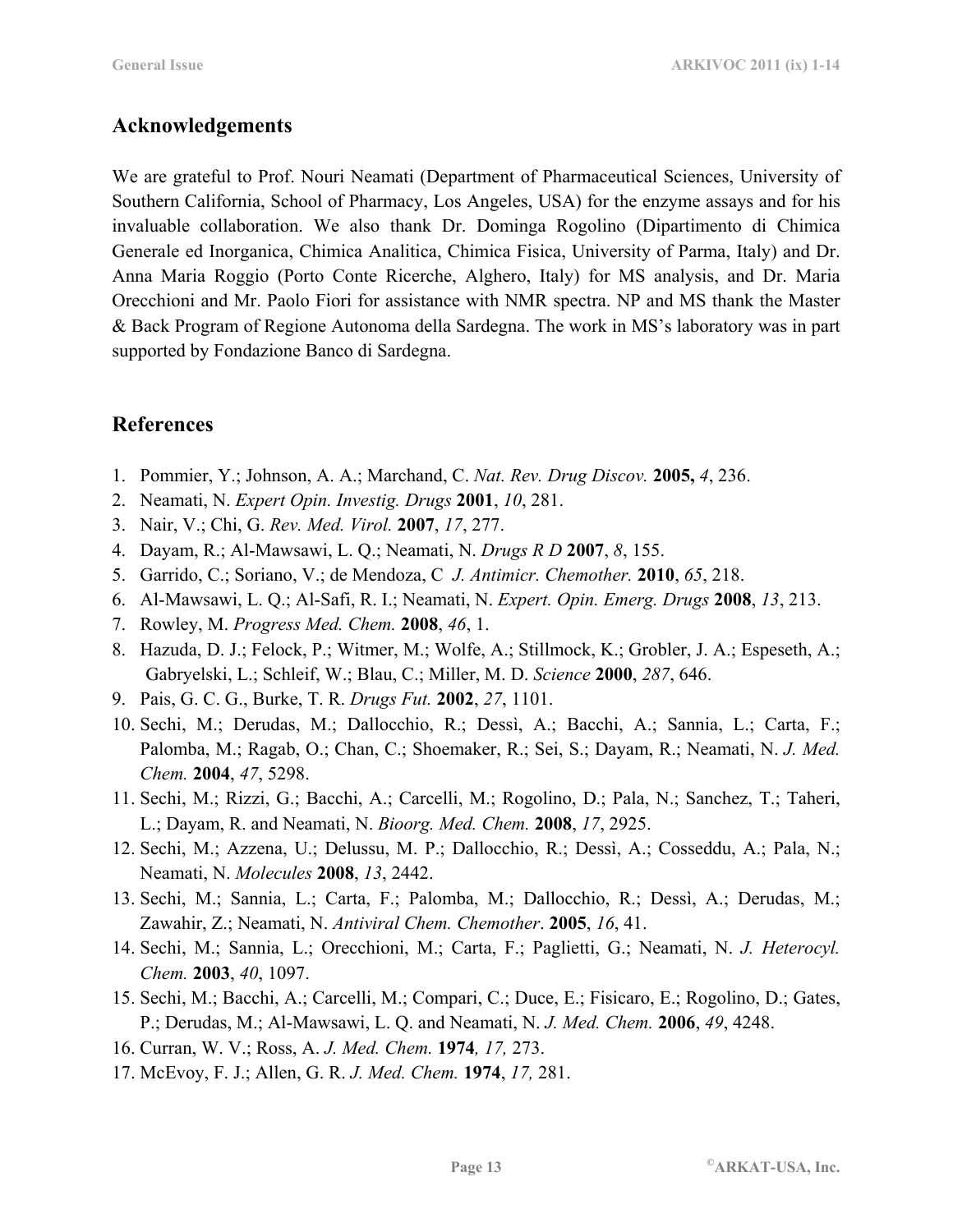## Acknowledgements

We are grateful to Prof. Nouri Neamati (Department of Pharmaceutical Sciences, University of Southern California, School of Pharmacy, Los Angeles, USA) for the enzyme assays and for his invaluable collaboration. We also thank Dr. Dominga Rogolino (Dipartimento di Chimica Generale ed Inorganica, Chimica Analitica, Chimica Fisica, University of Parma, Italy) and Dr. Anna Maria Roggio (Porto Conte Ricerche, Alghero, Italy) for MS analysis, and Dr. Maria Orecchioni and Mr. Paolo Fiori for assistance with NMR spectra. NP and MS thank the Master & Back Program of Regione Autonoma della Sardegna. The work in MS's laboratory was in part supported by Fondazione Banco di Sardegna.

## References

1. Pommier, Y.; Johnson, A. A.; Marchand, C. *Nat. Rev. Drug Discov.* **2005,** *4*, 236.
2. Neamati, N. *Expert Opin. Investig. Drugs* **2001**, *10*, 281.
3. Nair, V.; Chi, G. *Rev. Med. Virol.* **2007**, *17*, 277.
4. Dayam, R.; Al-Mawsawi, L. Q.; Neamati, N. *Drugs R D* **2007**, *8*, 155.
5. Garrido, C.; Soriano, V.; de Mendoza, C *J. Antimicr. Chemother.* **2010**, *65*, 218.
6. Al-Mawsawi, L. Q.; Al-Safi, R. I.; Neamati, N. *Expert. Opin. Emerg. Drugs* **2008**, *13*, 213.
7. Rowley, M. *Progress Med. Chem.* **2008**, *46*, 1.
8. Hazuda, D. J.; Felock, P.; Witmer, M.; Wolfe, A.; Stillmock, K.; Grobler, J. A.; Espeseth, A.; Gabryelski, L.; Schleif, W.; Blau, C.; Miller, M. D. *Science* **2000**, *287*, 646.
9. Pais, G. C. G., Burke, T. R. *Drugs Fut.* **2002**, *27*, 1101.
10. Sechi, M.; Derudas, M.; Dallocchio, R.; Dessì, A.; Bacchi, A.; Sannia, L.; Carta, F.; Palomba, M.; Ragab, O.; Chan, C.; Shoemaker, R.; Sei, S.; Dayam, R.; Neamati, N. *J. Med. Chem.* **2004**, *47*, 5298.
11. Sechi, M.; Rizzi, G.; Bacchi, A.; Carcelli, M.; Rogolino, D.; Pala, N.; Sanchez, T.; Taheri, L.; Dayam, R. and Neamati, N. *Bioorg. Med. Chem.* **2008**, *17*, 2925.
12. Sechi, M.; Azzena, U.; Delussu, M. P.; Dallocchio, R.; Dessì, A.; Cosseddu, A.; Pala, N.; Neamati, N. *Molecules* **2008**, *13*, 2442.
13. Sechi, M.; Sannia, L.; Carta, F.; Palomba, M.; Dallocchio, R.; Dessì, A.; Derudas, M.; Zawahir, Z.; Neamati, N. *Antiviral Chem. Chemother*. **2005**, *16*, 41.
14. Sechi, M.; Sannia, L.; Orecchioni, M.; Carta, F.; Paglietti, G.; Neamati, N. *J. Heterocyl. Chem.* **2003**, *40*, 1097.
15. Sechi, M.; Bacchi, A.; Carcelli, M.; Compari, C.; Duce, E.; Fisicaro, E.; Rogolino, D.; Gates, P.; Derudas, M.; Al-Mawsawi, L. Q. and Neamati, N. *J. Med. Chem.* **2006**, *49*, 4248.
16. Curran, W. V.; Ross, A. *J. Med. Chem.* **1974***, 17,* 273.
17. McEvoy, F. J.; Allen, G. R. *J. Med. Chem.* **1974**, *17,* 281.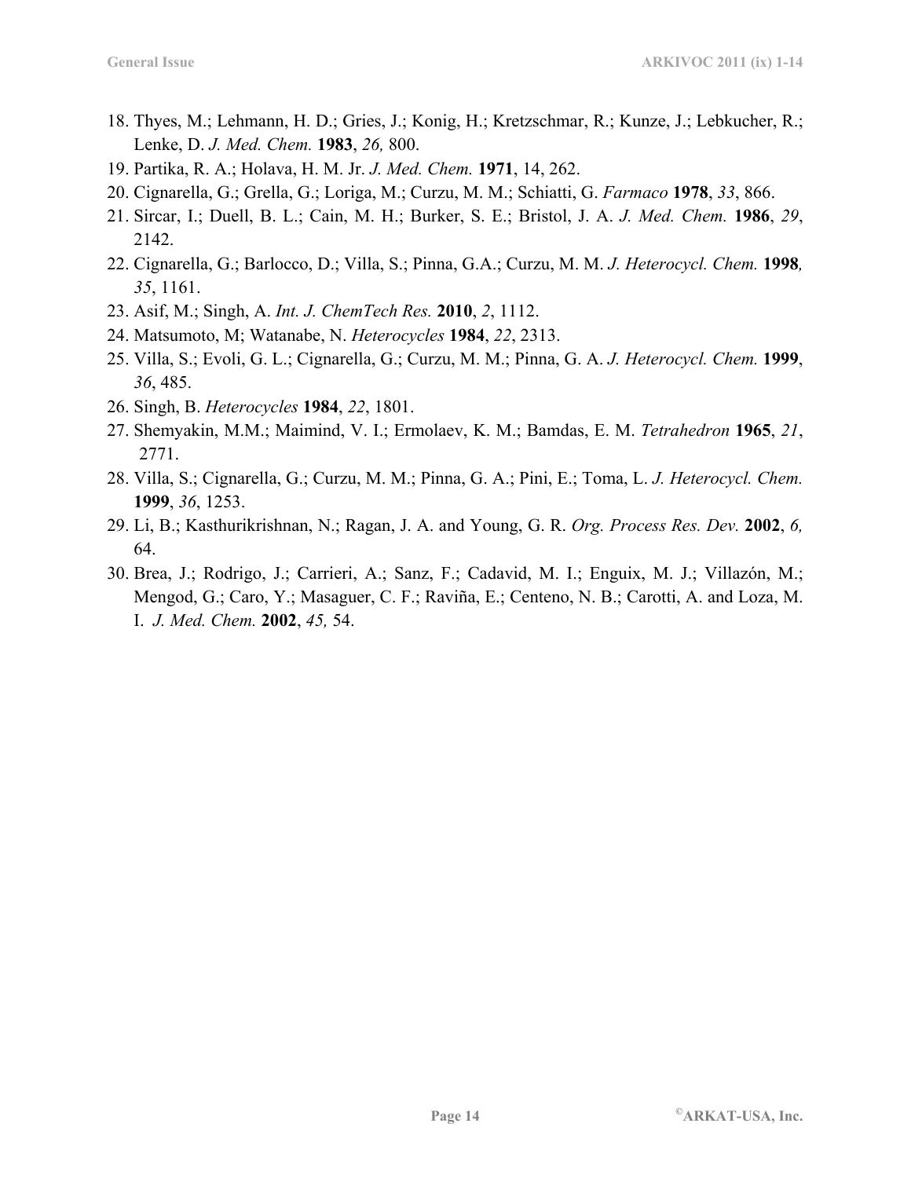18. Thyes, M.; Lehmann, H. D.; Gries, J.; Konig, H.; Kretzschmar, R.; Kunze, J.; Lebkucher, R.; Lenke, D. *J. Med. Chem.* **1983**, *26,* 800.
19. Partika, R. A.; Holava, H. M. Jr. *J. Med. Chem.* **1971**, 14, 262.
20. Cignarella, G.; Grella, G.; Loriga, M.; Curzu, M. M.; Schiatti, G. *Farmaco* **1978**, *33*, 866.
21. Sircar, I.; Duell, B. L.; Cain, M. H.; Burker, S. E.; Bristol, J. A. *J. Med. Chem.* **1986**, *29*, 2142.
22. Cignarella, G.; Barlocco, D.; Villa, S.; Pinna, G.A.; Curzu, M. M. *J. Heterocycl. Chem.* **1998***,* *35*, 1161.
23. Asif, M.; Singh, A. *Int. J. ChemTech Res.* **2010**, *2*, 1112.
24. Matsumoto, M; Watanabe, N. *Heterocycles* **1984**, *22*, 2313.
25. Villa, S.; Evoli, G. L.; Cignarella, G.; Curzu, M. M.; Pinna, G. A. *J. Heterocycl. Chem.* **1999**, *36*, 485.
26. Singh, B. *Heterocycles* **1984**, *22*, 1801.
27. Shemyakin, M.M.; Maimind, V. I.; Ermolaev, K. M.; Bamdas, E. M. *Tetrahedron* **1965**, *21*, 2771.
28. Villa, S.; Cignarella, G.; Curzu, M. M.; Pinna, G. A.; Pini, E.; Toma, L. *J. Heterocycl. Chem.* **1999**, *36*, 1253.
29. Li, B.; Kasthurikrishnan, N.; Ragan, J. A. and Young, G. R. *Org. Process Res. Dev.* **2002**, *6,* 64.
30. Brea, J.; Rodrigo, J.; Carrieri, A.; Sanz, F.; Cadavid, M. I.; Enguix, M. J.; Villazón, M.; Mengod, G.; Caro, Y.; Masaguer, C. F.; Raviña, E.; Centeno, N. B.; Carotti, A. and Loza, M. I. *J. Med. Chem.* **2002**, *45,* 54.